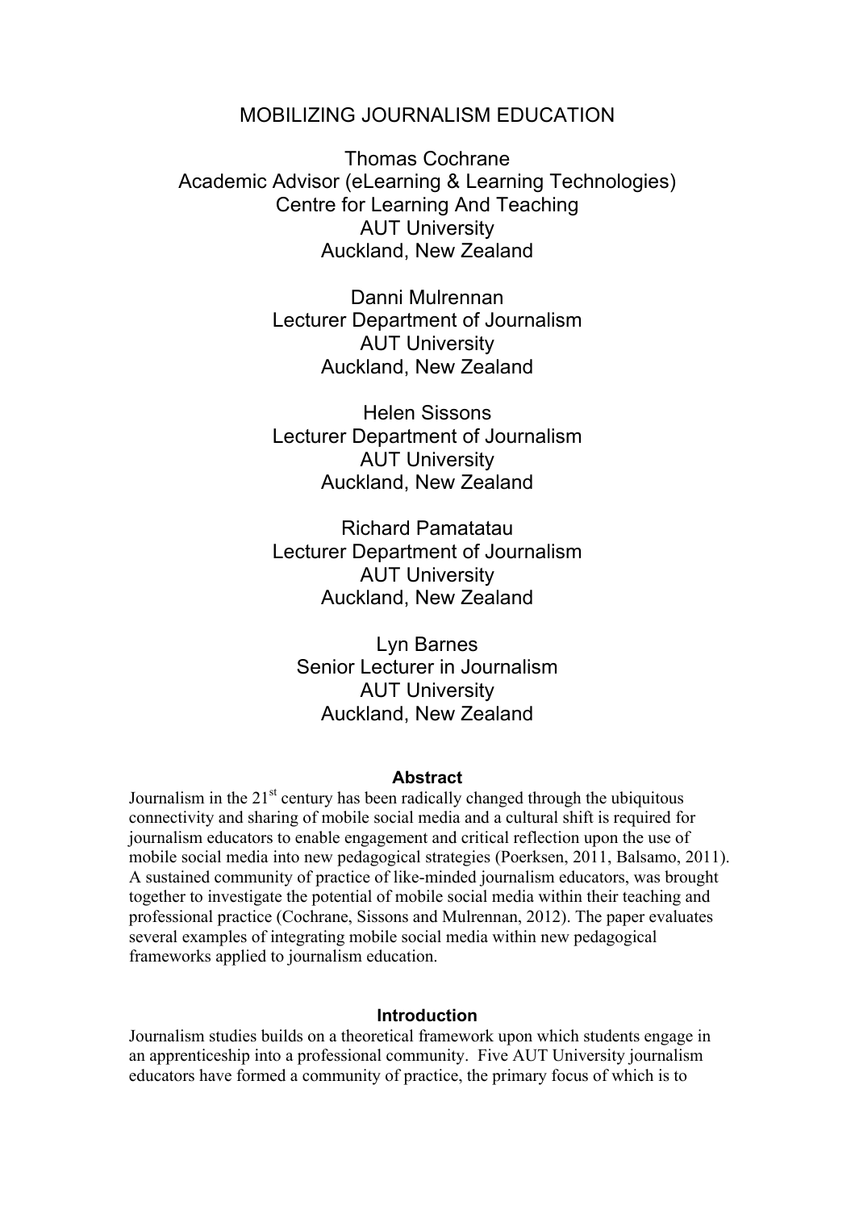# MOBILIZING JOURNALISM EDUCATION

Thomas Cochrane
Academic Advisor (eLearning & Learning Technologies)
Centre for Learning And Teaching
AUT University
Auckland, New Zealand

Danni Mulrennan
Lecturer Department of Journalism
AUT University
Auckland, New Zealand

Helen Sissons
Lecturer Department of Journalism
AUT University
Auckland, New Zealand

Richard Pamatatau
Lecturer Department of Journalism
AUT University
Auckland, New Zealand

Lyn Barnes
Senior Lecturer in Journalism
AUT University
Auckland, New Zealand

## Abstract

Journalism in the 21st century has been radically changed through the ubiquitous connectivity and sharing of mobile social media and a cultural shift is required for journalism educators to enable engagement and critical reflection upon the use of mobile social media into new pedagogical strategies (Poerksen, 2011, Balsamo, 2011). A sustained community of practice of like-minded journalism educators, was brought together to investigate the potential of mobile social media within their teaching and professional practice (Cochrane, Sissons and Mulrennan, 2012). The paper evaluates several examples of integrating mobile social media within new pedagogical frameworks applied to journalism education.

## Introduction

Journalism studies builds on a theoretical framework upon which students engage in an apprenticeship into a professional community. Five AUT University journalism educators have formed a community of practice, the primary focus of which is to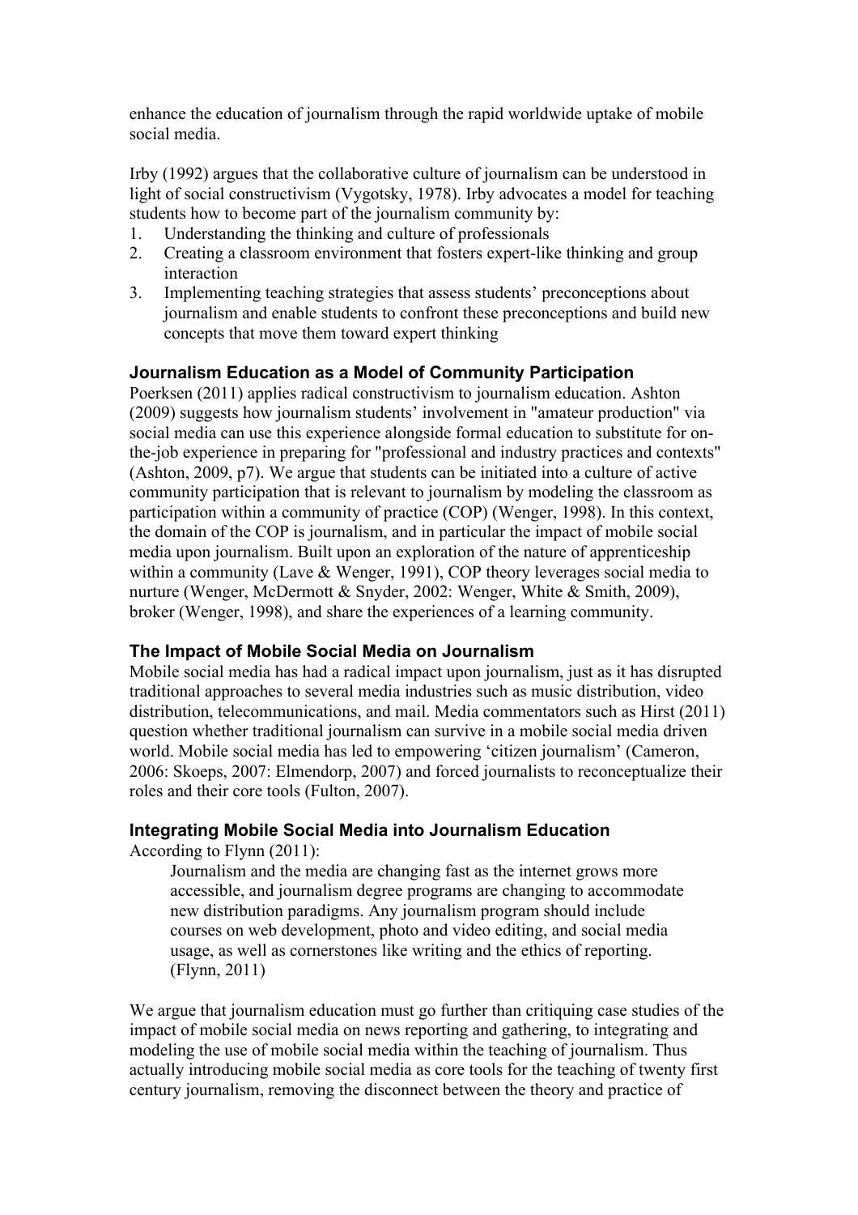enhance the education of journalism through the rapid worldwide uptake of mobile social media.

Irby (1992) argues that the collaborative culture of journalism can be understood in light of social constructivism (Vygotsky, 1978). Irby advocates a model for teaching students how to become part of the journalism community by:

1. Understanding the thinking and culture of professionals
2. Creating a classroom environment that fosters expert-like thinking and group interaction
3. Implementing teaching strategies that assess students' preconceptions about journalism and enable students to confront these preconceptions and build new concepts that move them toward expert thinking

### Journalism Education as a Model of Community Participation

Poerksen (2011) applies radical constructivism to journalism education. Ashton (2009) suggests how journalism students' involvement in "amateur production" via social media can use this experience alongside formal education to substitute for on-the-job experience in preparing for "professional and industry practices and contexts" (Ashton, 2009, p7). We argue that students can be initiated into a culture of active community participation that is relevant to journalism by modeling the classroom as participation within a community of practice (COP) (Wenger, 1998). In this context, the domain of the COP is journalism, and in particular the impact of mobile social media upon journalism. Built upon an exploration of the nature of apprenticeship within a community (Lave & Wenger, 1991), COP theory leverages social media to nurture (Wenger, McDermott & Snyder, 2002: Wenger, White & Smith, 2009), broker (Wenger, 1998), and share the experiences of a learning community.

### The Impact of Mobile Social Media on Journalism

Mobile social media has had a radical impact upon journalism, just as it has disrupted traditional approaches to several media industries such as music distribution, video distribution, telecommunications, and mail. Media commentators such as Hirst (2011) question whether traditional journalism can survive in a mobile social media driven world. Mobile social media has led to empowering 'citizen journalism' (Cameron, 2006: Skoeps, 2007: Elmendorp, 2007) and forced journalists to reconceptualize their roles and their core tools (Fulton, 2007).

### Integrating Mobile Social Media into Journalism Education

According to Flynn (2011):

> Journalism and the media are changing fast as the internet grows more accessible, and journalism degree programs are changing to accommodate new distribution paradigms. Any journalism program should include courses on web development, photo and video editing, and social media usage, as well as cornerstones like writing and the ethics of reporting. (Flynn, 2011)

We argue that journalism education must go further than critiquing case studies of the impact of mobile social media on news reporting and gathering, to integrating and modeling the use of mobile social media within the teaching of journalism. Thus actually introducing mobile social media as core tools for the teaching of twenty first century journalism, removing the disconnect between the theory and practice of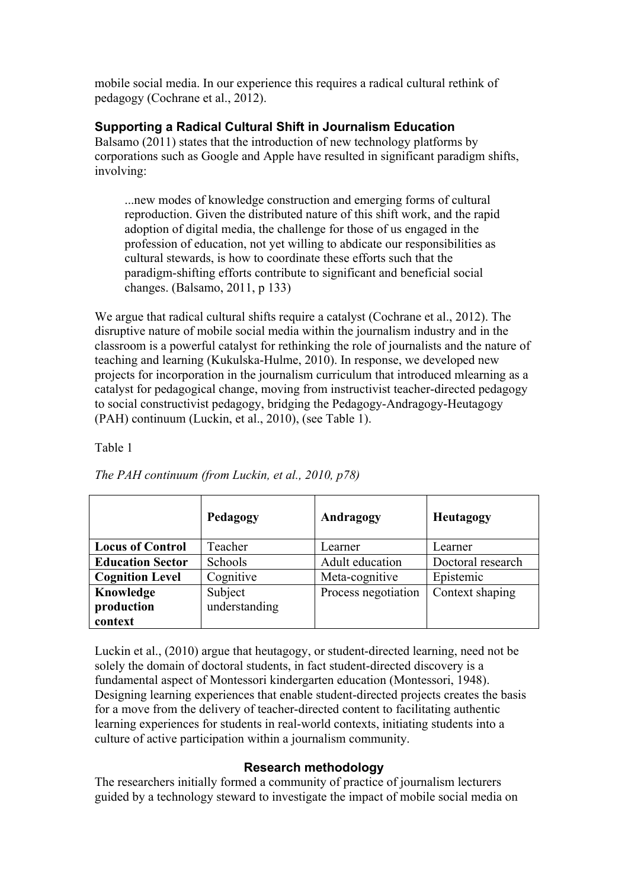mobile social media. In our experience this requires a radical cultural rethink of pedagogy (Cochrane et al., 2012).

### Supporting a Radical Cultural Shift in Journalism Education

Balsamo (2011) states that the introduction of new technology platforms by corporations such as Google and Apple have resulted in significant paradigm shifts, involving:

> ...new modes of knowledge construction and emerging forms of cultural reproduction. Given the distributed nature of this shift work, and the rapid adoption of digital media, the challenge for those of us engaged in the profession of education, not yet willing to abdicate our responsibilities as cultural stewards, is how to coordinate these efforts such that the paradigm-shifting efforts contribute to significant and beneficial social changes. (Balsamo, 2011, p 133)

We argue that radical cultural shifts require a catalyst (Cochrane et al., 2012). The disruptive nature of mobile social media within the journalism industry and in the classroom is a powerful catalyst for rethinking the role of journalists and the nature of teaching and learning (Kukulska-Hulme, 2010). In response, we developed new projects for incorporation in the journalism curriculum that introduced mlearning as a catalyst for pedagogical change, moving from instructivist teacher-directed pedagogy to social constructivist pedagogy, bridging the Pedagogy-Andragogy-Heutagogy (PAH) continuum (Luckin, et al., 2010), (see Table 1).

Table 1

*The PAH continuum (from Luckin, et al., 2010, p78)*

| | **Pedagogy** | **Andragogy** | **Heutagogy** |
|---|---|---|---|
| **Locus of Control** | Teacher | Learner | Learner |
| **Education Sector** | Schools | Adult education | Doctoral research |
| **Cognition Level** | Cognitive | Meta-cognitive | Epistemic |
| **Knowledge production context** | Subject understanding | Process negotiation | Context shaping |

Luckin et al., (2010) argue that heutagogy, or student-directed learning, need not be solely the domain of doctoral students, in fact student-directed discovery is a fundamental aspect of Montessori kindergarten education (Montessori, 1948). Designing learning experiences that enable student-directed projects creates the basis for a move from the delivery of teacher-directed content to facilitating authentic learning experiences for students in real-world contexts, initiating students into a culture of active participation within a journalism community.

## Research methodology

The researchers initially formed a community of practice of journalism lecturers guided by a technology steward to investigate the impact of mobile social media on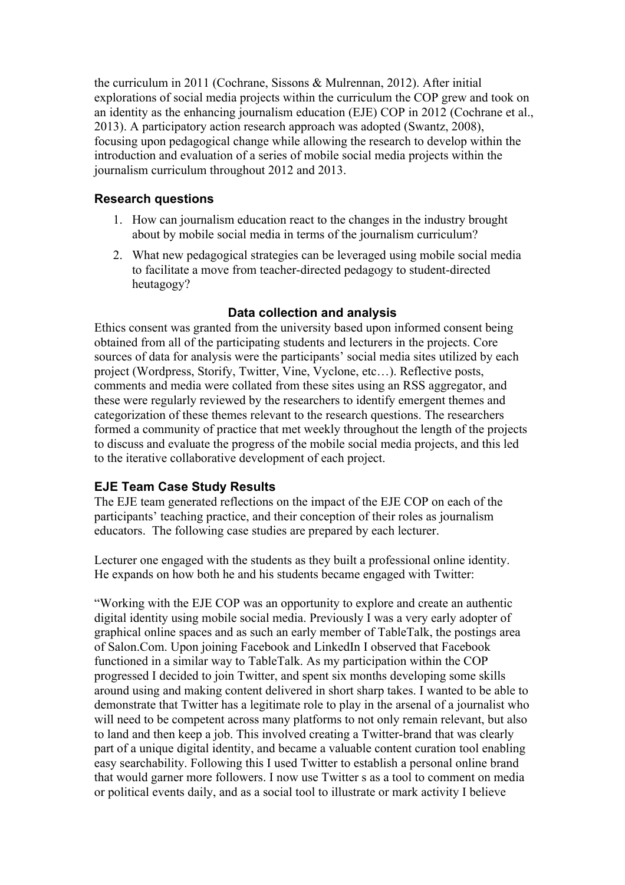the curriculum in 2011 (Cochrane, Sissons & Mulrennan, 2012). After initial explorations of social media projects within the curriculum the COP grew and took on an identity as the enhancing journalism education (EJE) COP in 2012 (Cochrane et al., 2013). A participatory action research approach was adopted (Swantz, 2008), focusing upon pedagogical change while allowing the research to develop within the introduction and evaluation of a series of mobile social media projects within the journalism curriculum throughout 2012 and 2013.

### Research questions

1. How can journalism education react to the changes in the industry brought about by mobile social media in terms of the journalism curriculum?
2. What new pedagogical strategies can be leveraged using mobile social media to facilitate a move from teacher-directed pedagogy to student-directed heutagogy?

## Data collection and analysis

Ethics consent was granted from the university based upon informed consent being obtained from all of the participating students and lecturers in the projects. Core sources of data for analysis were the participants' social media sites utilized by each project (Wordpress, Storify, Twitter, Vine, Vyclone, etc…). Reflective posts, comments and media were collated from these sites using an RSS aggregator, and these were regularly reviewed by the researchers to identify emergent themes and categorization of these themes relevant to the research questions. The researchers formed a community of practice that met weekly throughout the length of the projects to discuss and evaluate the progress of the mobile social media projects, and this led to the iterative collaborative development of each project.

### EJE Team Case Study Results

The EJE team generated reflections on the impact of the EJE COP on each of the participants' teaching practice, and their conception of their roles as journalism educators. The following case studies are prepared by each lecturer.

Lecturer one engaged with the students as they built a professional online identity. He expands on how both he and his students became engaged with Twitter:

"Working with the EJE COP was an opportunity to explore and create an authentic digital identity using mobile social media. Previously I was a very early adopter of graphical online spaces and as such an early member of TableTalk, the postings area of Salon.Com. Upon joining Facebook and LinkedIn I observed that Facebook functioned in a similar way to TableTalk. As my participation within the COP progressed I decided to join Twitter, and spent six months developing some skills around using and making content delivered in short sharp takes. I wanted to be able to demonstrate that Twitter has a legitimate role to play in the arsenal of a journalist who will need to be competent across many platforms to not only remain relevant, but also to land and then keep a job. This involved creating a Twitter-brand that was clearly part of a unique digital identity, and became a valuable content curation tool enabling easy searchability. Following this I used Twitter to establish a personal online brand that would garner more followers. I now use Twitter s as a tool to comment on media or political events daily, and as a social tool to illustrate or mark activity I believe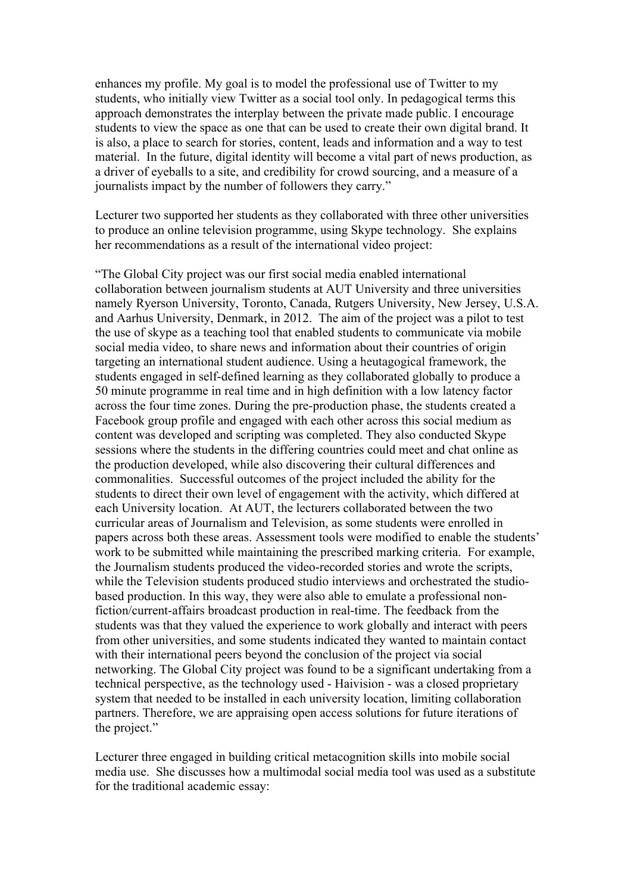enhances my profile. My goal is to model the professional use of Twitter to my students, who initially view Twitter as a social tool only. In pedagogical terms this approach demonstrates the interplay between the private made public. I encourage students to view the space as one that can be used to create their own digital brand. It is also, a place to search for stories, content, leads and information and a way to test material. In the future, digital identity will become a vital part of news production, as a driver of eyeballs to a site, and credibility for crowd sourcing, and a measure of a journalists impact by the number of followers they carry."

Lecturer two supported her students as they collaborated with three other universities to produce an online television programme, using Skype technology. She explains her recommendations as a result of the international video project:

"The Global City project was our first social media enabled international collaboration between journalism students at AUT University and three universities namely Ryerson University, Toronto, Canada, Rutgers University, New Jersey, U.S.A. and Aarhus University, Denmark, in 2012. The aim of the project was a pilot to test the use of skype as a teaching tool that enabled students to communicate via mobile social media video, to share news and information about their countries of origin targeting an international student audience. Using a heutagogical framework, the students engaged in self-defined learning as they collaborated globally to produce a 50 minute programme in real time and in high definition with a low latency factor across the four time zones. During the pre-production phase, the students created a Facebook group profile and engaged with each other across this social medium as content was developed and scripting was completed. They also conducted Skype sessions where the students in the differing countries could meet and chat online as the production developed, while also discovering their cultural differences and commonalities. Successful outcomes of the project included the ability for the students to direct their own level of engagement with the activity, which differed at each University location. At AUT, the lecturers collaborated between the two curricular areas of Journalism and Television, as some students were enrolled in papers across both these areas. Assessment tools were modified to enable the students' work to be submitted while maintaining the prescribed marking criteria. For example, the Journalism students produced the video-recorded stories and wrote the scripts, while the Television students produced studio interviews and orchestrated the studio-based production. In this way, they were also able to emulate a professional non-fiction/current-affairs broadcast production in real-time. The feedback from the students was that they valued the experience to work globally and interact with peers from other universities, and some students indicated they wanted to maintain contact with their international peers beyond the conclusion of the project via social networking. The Global City project was found to be a significant undertaking from a technical perspective, as the technology used - Haivision - was a closed proprietary system that needed to be installed in each university location, limiting collaboration partners. Therefore, we are appraising open access solutions for future iterations of the project."

Lecturer three engaged in building critical metacognition skills into mobile social media use. She discusses how a multimodal social media tool was used as a substitute for the traditional academic essay: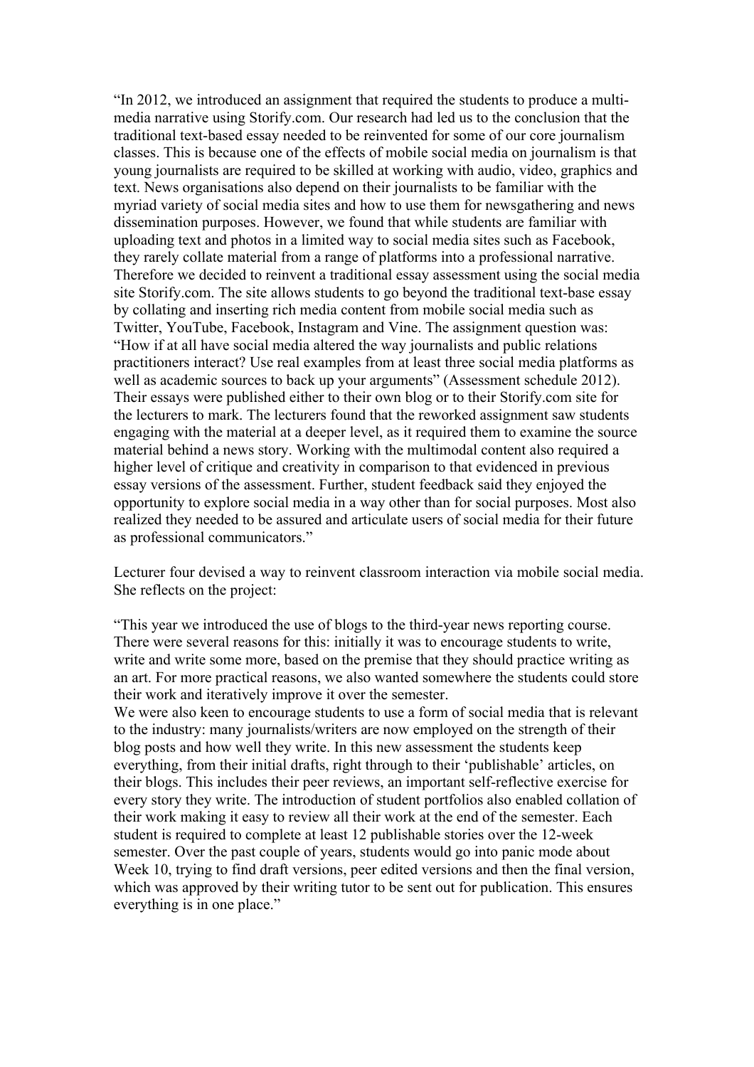"In 2012, we introduced an assignment that required the students to produce a multi-media narrative using Storify.com. Our research had led us to the conclusion that the traditional text-based essay needed to be reinvented for some of our core journalism classes. This is because one of the effects of mobile social media on journalism is that young journalists are required to be skilled at working with audio, video, graphics and text. News organisations also depend on their journalists to be familiar with the myriad variety of social media sites and how to use them for newsgathering and news dissemination purposes. However, we found that while students are familiar with uploading text and photos in a limited way to social media sites such as Facebook, they rarely collate material from a range of platforms into a professional narrative. Therefore we decided to reinvent a traditional essay assessment using the social media site Storify.com. The site allows students to go beyond the traditional text-base essay by collating and inserting rich media content from mobile social media such as Twitter, YouTube, Facebook, Instagram and Vine. The assignment question was: "How if at all have social media altered the way journalists and public relations practitioners interact? Use real examples from at least three social media platforms as well as academic sources to back up your arguments" (Assessment schedule 2012). Their essays were published either to their own blog or to their Storify.com site for the lecturers to mark. The lecturers found that the reworked assignment saw students engaging with the material at a deeper level, as it required them to examine the source material behind a news story. Working with the multimodal content also required a higher level of critique and creativity in comparison to that evidenced in previous essay versions of the assessment. Further, student feedback said they enjoyed the opportunity to explore social media in a way other than for social purposes. Most also realized they needed to be assured and articulate users of social media for their future as professional communicators."

Lecturer four devised a way to reinvent classroom interaction via mobile social media. She reflects on the project:

"This year we introduced the use of blogs to the third-year news reporting course. There were several reasons for this: initially it was to encourage students to write, write and write some more, based on the premise that they should practice writing as an art. For more practical reasons, we also wanted somewhere the students could store their work and iteratively improve it over the semester.
We were also keen to encourage students to use a form of social media that is relevant to the industry: many journalists/writers are now employed on the strength of their blog posts and how well they write. In this new assessment the students keep everything, from their initial drafts, right through to their 'publishable' articles, on their blogs. This includes their peer reviews, an important self-reflective exercise for every story they write. The introduction of student portfolios also enabled collation of their work making it easy to review all their work at the end of the semester. Each student is required to complete at least 12 publishable stories over the 12-week semester. Over the past couple of years, students would go into panic mode about Week 10, trying to find draft versions, peer edited versions and then the final version, which was approved by their writing tutor to be sent out for publication. This ensures everything is in one place."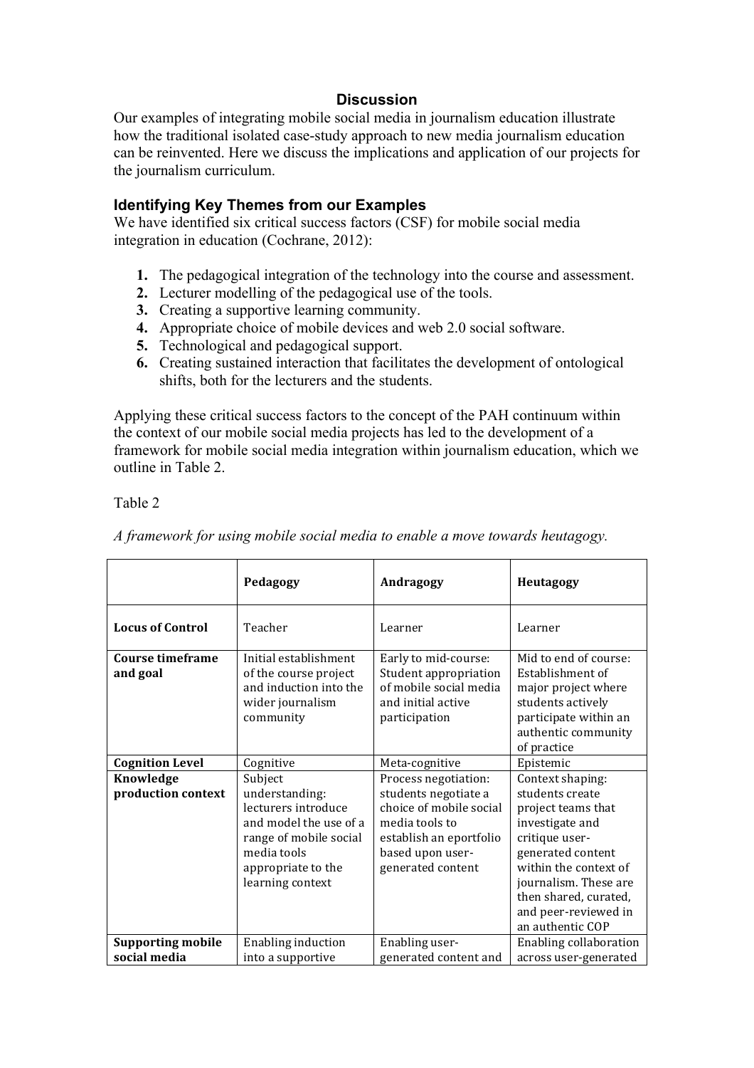## Discussion

Our examples of integrating mobile social media in journalism education illustrate how the traditional isolated case-study approach to new media journalism education can be reinvented. Here we discuss the implications and application of our projects for the journalism curriculum.

### Identifying Key Themes from our Examples

We have identified six critical success factors (CSF) for mobile social media integration in education (Cochrane, 2012):

1. The pedagogical integration of the technology into the course and assessment.
2. Lecturer modelling of the pedagogical use of the tools.
3. Creating a supportive learning community.
4. Appropriate choice of mobile devices and web 2.0 social software.
5. Technological and pedagogical support.
6. Creating sustained interaction that facilitates the development of ontological shifts, both for the lecturers and the students.

Applying these critical success factors to the concept of the PAH continuum within the context of our mobile social media projects has led to the development of a framework for mobile social media integration within journalism education, which we outline in Table 2.

Table 2

*A framework for using mobile social media to enable a move towards heutagogy.*

| | **Pedagogy** | **Andragogy** | **Heutagogy** |
|---|---|---|---|
| **Locus of Control** | Teacher | Learner | Learner |
| **Course timeframe and goal** | Initial establishment of the course project and induction into the wider journalism community | Early to mid-course: Student appropriation of mobile social media and initial active participation | Mid to end of course: Establishment of major project where students actively participate within an authentic community of practice |
| **Cognition Level** | Cognitive | Meta-cognitive | Epistemic |
| **Knowledge production context** | Subject understanding: lecturers introduce and model the use of a range of mobile social media tools appropriate to the learning context | Process negotiation: students negotiate a choice of mobile social media tools to establish an eportfolio based upon user-generated content | Context shaping: students create project teams that investigate and critique user-generated content within the context of journalism. These are then shared, curated, and peer-reviewed in an authentic COP |
| **Supporting mobile social media** | Enabling induction into a supportive | Enabling user-generated content and | Enabling collaboration across user-generated |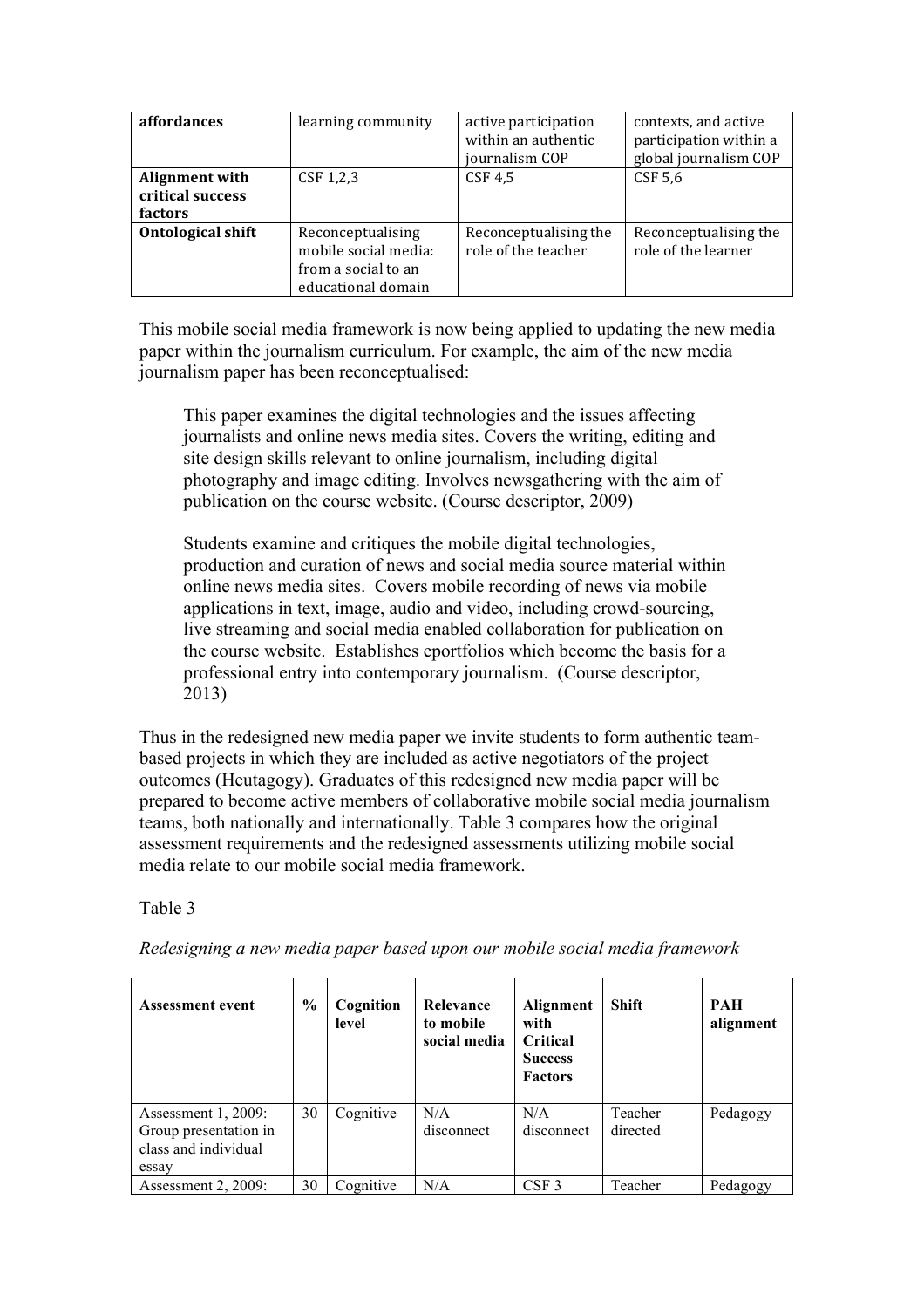| **affordances** | learning community | active participation within an authentic journalism COP | contexts, and active participation within a global journalism COP |
|---|---|---|---|
| **Alignment with critical success factors** | CSF 1,2,3 | CSF 4,5 | CSF 5,6 |
| **Ontological shift** | Reconceptualising mobile social media: from a social to an educational domain | Reconceptualising the role of the teacher | Reconceptualising the role of the learner |

This mobile social media framework is now being applied to updating the new media paper within the journalism curriculum. For example, the aim of the new media journalism paper has been reconceptualised:

> This paper examines the digital technologies and the issues affecting journalists and online news media sites. Covers the writing, editing and site design skills relevant to online journalism, including digital photography and image editing. Involves newsgathering with the aim of publication on the course website. (Course descriptor, 2009)
>
> Students examine and critiques the mobile digital technologies, production and curation of news and social media source material within online news media sites. Covers mobile recording of news via mobile applications in text, image, audio and video, including crowd-sourcing, live streaming and social media enabled collaboration for publication on the course website. Establishes eportfolios which become the basis for a professional entry into contemporary journalism. (Course descriptor, 2013)

Thus in the redesigned new media paper we invite students to form authentic team-based projects in which they are included as active negotiators of the project outcomes (Heutagogy). Graduates of this redesigned new media paper will be prepared to become active members of collaborative mobile social media journalism teams, both nationally and internationally. Table 3 compares how the original assessment requirements and the redesigned assessments utilizing mobile social media relate to our mobile social media framework.

Table 3

*Redesigning a new media paper based upon our mobile social media framework*

| **Assessment event** | **%** | **Cognition level** | **Relevance to mobile social media** | **Alignment with Critical Success Factors** | **Shift** | **PAH alignment** |
|---|---|---|---|---|---|---|
| Assessment 1, 2009: Group presentation in class and individual essay | 30 | Cognitive | N/A disconnect | N/A disconnect | Teacher directed | Pedagogy |
| Assessment 2, 2009: | 30 | Cognitive | N/A | CSF 3 | Teacher | Pedagogy |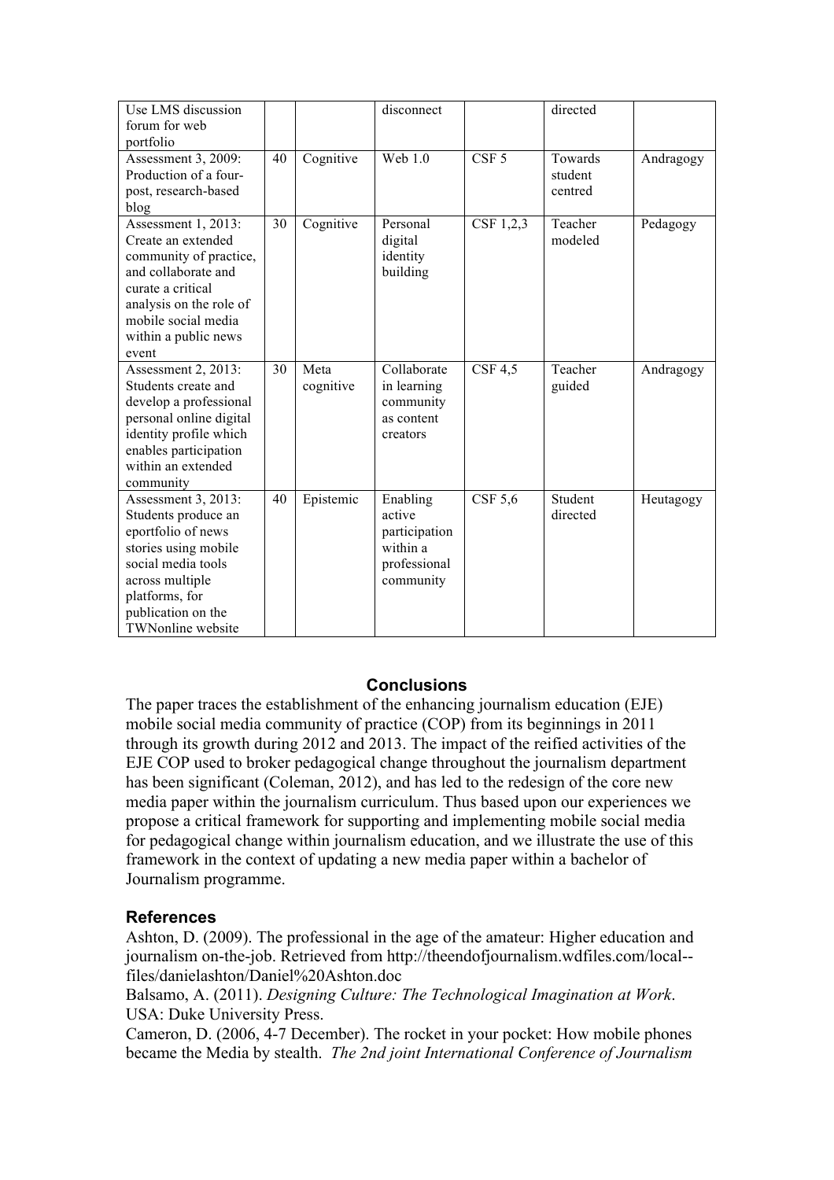| | | | | | | |
|---|---|---|---|---|---|---|
| Use LMS discussion forum for web portfolio | | | disconnect | | directed | |
| Assessment 3, 2009: Production of a four-post, research-based blog | 40 | Cognitive | Web 1.0 | CSF 5 | Towards student centred | Andragogy |
| Assessment 1, 2013: Create an extended community of practice, and collaborate and curate a critical analysis on the role of mobile social media within a public news event | 30 | Cognitive | Personal digital identity building | CSF 1,2,3 | Teacher modeled | Pedagogy |
| Assessment 2, 2013: Students create and develop a professional personal online digital identity profile which enables participation within an extended community | 30 | Meta cognitive | Collaborate in learning community as content creators | CSF 4,5 | Teacher guided | Andragogy |
| Assessment 3, 2013: Students produce an eportfolio of news stories using mobile social media tools across multiple platforms, for publication on the TWNonline website | 40 | Epistemic | Enabling active participation within a professional community | CSF 5,6 | Student directed | Heutagogy |

## Conclusions

The paper traces the establishment of the enhancing journalism education (EJE) mobile social media community of practice (COP) from its beginnings in 2011 through its growth during 2012 and 2013. The impact of the reified activities of the EJE COP used to broker pedagogical change throughout the journalism department has been significant (Coleman, 2012), and has led to the redesign of the core new media paper within the journalism curriculum. Thus based upon our experiences we propose a critical framework for supporting and implementing mobile social media for pedagogical change within journalism education, and we illustrate the use of this framework in the context of updating a new media paper within a bachelor of Journalism programme.

## References

Ashton, D. (2009). The professional in the age of the amateur: Higher education and journalism on-the-job. Retrieved from http://theendofjournalism.wdfiles.com/local--files/danielashton/Daniel%20Ashton.doc

Balsamo, A. (2011). *Designing Culture: The Technological Imagination at Work*. USA: Duke University Press.

Cameron, D. (2006, 4-7 December). The rocket in your pocket: How mobile phones became the Media by stealth. *The 2nd joint International Conference of Journalism*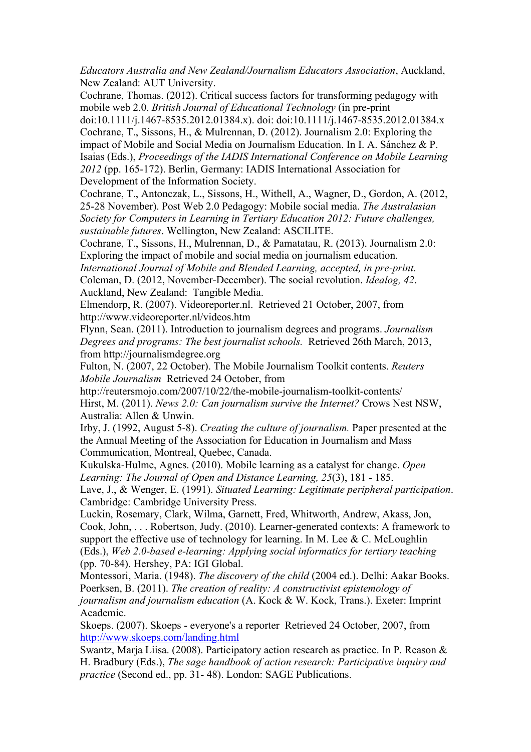*Educators Australia and New Zealand/Journalism Educators Association*, Auckland, New Zealand: AUT University.

Cochrane, Thomas. (2012). Critical success factors for transforming pedagogy with mobile web 2.0. *British Journal of Educational Technology* (in pre-print doi:10.1111/j.1467-8535.2012.01384.x). doi: doi:10.1111/j.1467-8535.2012.01384.x

Cochrane, T., Sissons, H., & Mulrennan, D. (2012). Journalism 2.0: Exploring the impact of Mobile and Social Media on Journalism Education. In I. A. Sánchez & P. Isaias (Eds.), *Proceedings of the IADIS International Conference on Mobile Learning 2012* (pp. 165-172). Berlin, Germany: IADIS International Association for Development of the Information Society.

Cochrane, T., Antonczak, L., Sissons, H., Withell, A., Wagner, D., Gordon, A. (2012, 25-28 November). Post Web 2.0 Pedagogy: Mobile social media. *The Australasian Society for Computers in Learning in Tertiary Education 2012: Future challenges, sustainable futures*. Wellington, New Zealand: ASCILITE.

Cochrane, T., Sissons, H., Mulrennan, D., & Pamatatau, R. (2013). Journalism 2.0: Exploring the impact of mobile and social media on journalism education. *International Journal of Mobile and Blended Learning, accepted, in pre-print*.

Coleman, D. (2012, November-December). The social revolution. *Idealog, 42*. Auckland, New Zealand: Tangible Media.

Elmendorp, R. (2007). Videoreporter.nl. Retrieved 21 October, 2007, from http://www.videoreporter.nl/videos.htm

Flynn, Sean. (2011). Introduction to journalism degrees and programs. *Journalism Degrees and programs: The best journalist schools.* Retrieved 26th March, 2013, from http://journalismdegree.org

Fulton, N. (2007, 22 October). The Mobile Journalism Toolkit contents. *Reuters Mobile Journalism* Retrieved 24 October, from http://reutersmojo.com/2007/10/22/the-mobile-journalism-toolkit-contents/

Hirst, M. (2011). *News 2.0: Can journalism survive the Internet?* Crows Nest NSW, Australia: Allen & Unwin.

Irby, J. (1992, August 5-8). *Creating the culture of journalism.* Paper presented at the the Annual Meeting of the Association for Education in Journalism and Mass Communication, Montreal, Quebec, Canada.

Kukulska-Hulme, Agnes. (2010). Mobile learning as a catalyst for change. *Open Learning: The Journal of Open and Distance Learning, 25*(3), 181 - 185.

Lave, J., & Wenger, E. (1991). *Situated Learning: Legitimate peripheral participation*. Cambridge: Cambridge University Press.

Luckin, Rosemary, Clark, Wilma, Garnett, Fred, Whitworth, Andrew, Akass, Jon, Cook, John, . . . Robertson, Judy. (2010). Learner-generated contexts: A framework to support the effective use of technology for learning. In M. Lee & C. McLoughlin (Eds.), *Web 2.0-based e-learning: Applying social informatics for tertiary teaching* (pp. 70-84). Hershey, PA: IGI Global.

Montessori, Maria. (1948). *The discovery of the child* (2004 ed.). Delhi: Aakar Books.

Poerksen, B. (2011). *The creation of reality: A constructivist epistemology of journalism and journalism education* (A. Kock & W. Kock, Trans.). Exeter: Imprint Academic.

Skoeps. (2007). Skoeps - everyone's a reporter Retrieved 24 October, 2007, from http://www.skoeps.com/landing.html

Swantz, Marja Liisa. (2008). Participatory action research as practice. In P. Reason & H. Bradbury (Eds.), *The sage handbook of action research: Participative inquiry and practice* (Second ed., pp. 31- 48). London: SAGE Publications.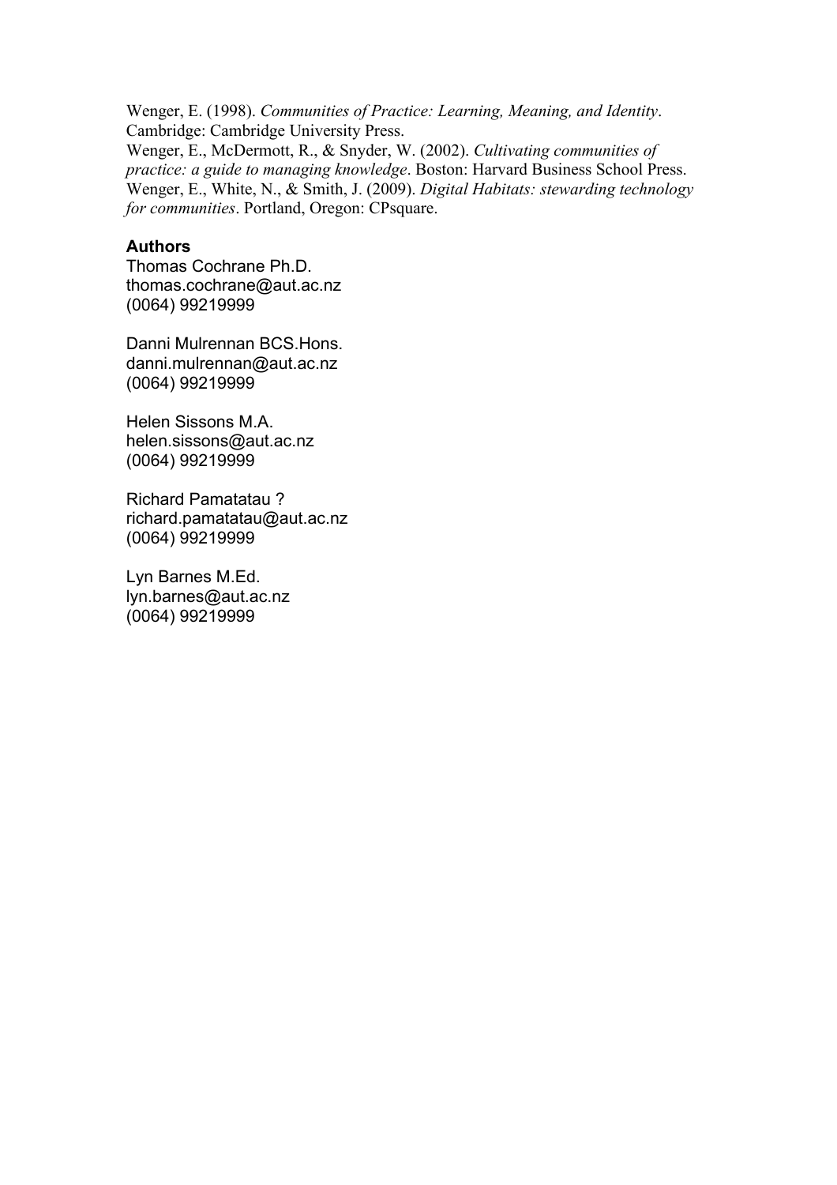Wenger, E. (1998). *Communities of Practice: Learning, Meaning, and Identity*. Cambridge: Cambridge University Press.
Wenger, E., McDermott, R., & Snyder, W. (2002). *Cultivating communities of practice: a guide to managing knowledge*. Boston: Harvard Business School Press.
Wenger, E., White, N., & Smith, J. (2009). *Digital Habitats: stewarding technology for communities*. Portland, Oregon: CPsquare.

**Authors**

Thomas Cochrane Ph.D.
thomas.cochrane@aut.ac.nz
(0064) 99219999

Danni Mulrennan BCS.Hons.
danni.mulrennan@aut.ac.nz
(0064) 99219999

Helen Sissons M.A.
helen.sissons@aut.ac.nz
(0064) 99219999

Richard Pamatatau ?
richard.pamatatau@aut.ac.nz
(0064) 99219999

Lyn Barnes M.Ed.
lyn.barnes@aut.ac.nz
(0064) 99219999